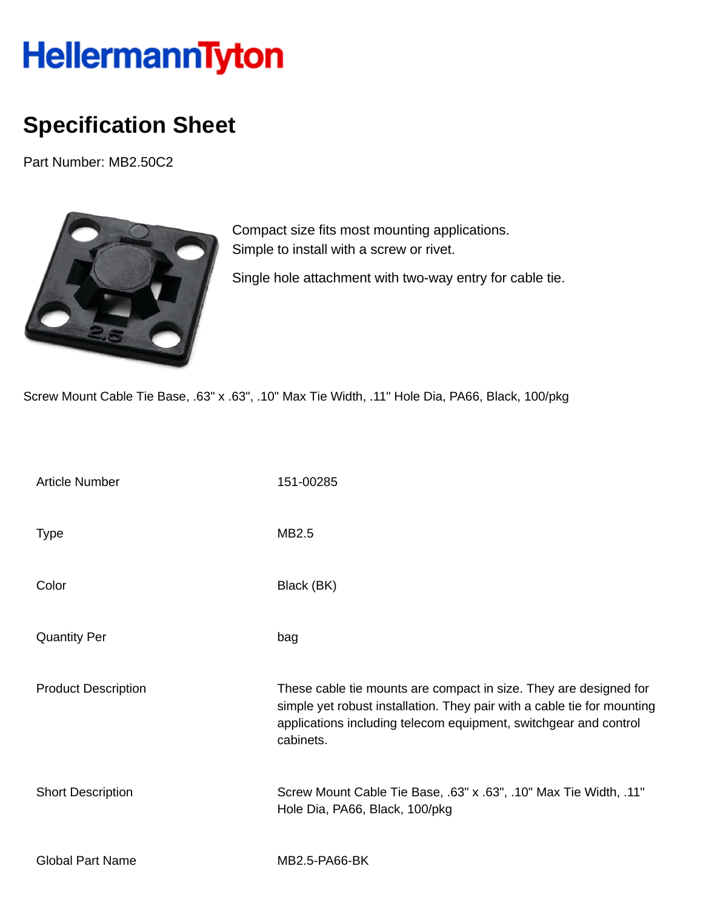HellermannTyton

# Specification Sheet

Part Number: MB2.50C2

Compact size fits most mounting applications.
Simple to install with a screw or rivet.

Single hole attachment with two-way entry for cable tie.

Screw Mount Cable Tie Base, .63" x .63", .10" Max Tie Width, .11" Hole Dia, PA66, Black, 100/pkg

| | |
|---|---|
| Article Number | 151-00285 |
| Type | MB2.5 |
| Color | Black (BK) |
| Quantity Per | bag |
| Product Description | These cable tie mounts are compact in size. They are designed for simple yet robust installation. They pair with a cable tie for mounting applications including telecom equipment, switchgear and control cabinets. |
| Short Description | Screw Mount Cable Tie Base, .63" x .63", .10" Max Tie Width, .11" Hole Dia, PA66, Black, 100/pkg |
| Global Part Name | MB2.5-PA66-BK |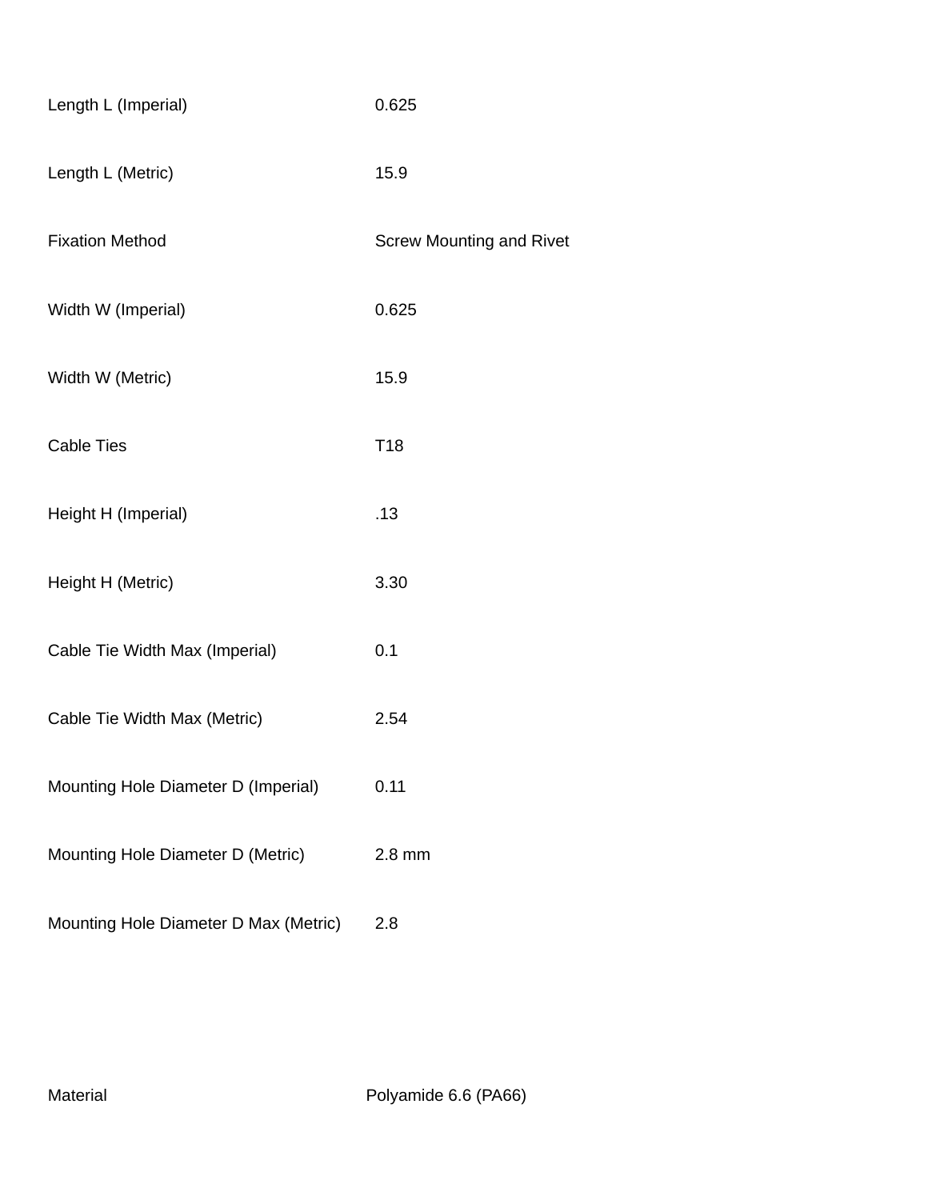| | |
|---|---|
| Length L (Imperial) | 0.625 |
| Length L (Metric) | 15.9 |
| Fixation Method | Screw Mounting and Rivet |
| Width W (Imperial) | 0.625 |
| Width W (Metric) | 15.9 |
| Cable Ties | T18 |
| Height H (Imperial) | .13 |
| Height H (Metric) | 3.30 |
| Cable Tie Width Max (Imperial) | 0.1 |
| Cable Tie Width Max (Metric) | 2.54 |
| Mounting Hole Diameter D (Imperial) | 0.11 |
| Mounting Hole Diameter D (Metric) | 2.8 mm |
| Mounting Hole Diameter D Max (Metric) | 2.8 |

| | |
|---|---|
| Material | Polyamide 6.6 (PA66) |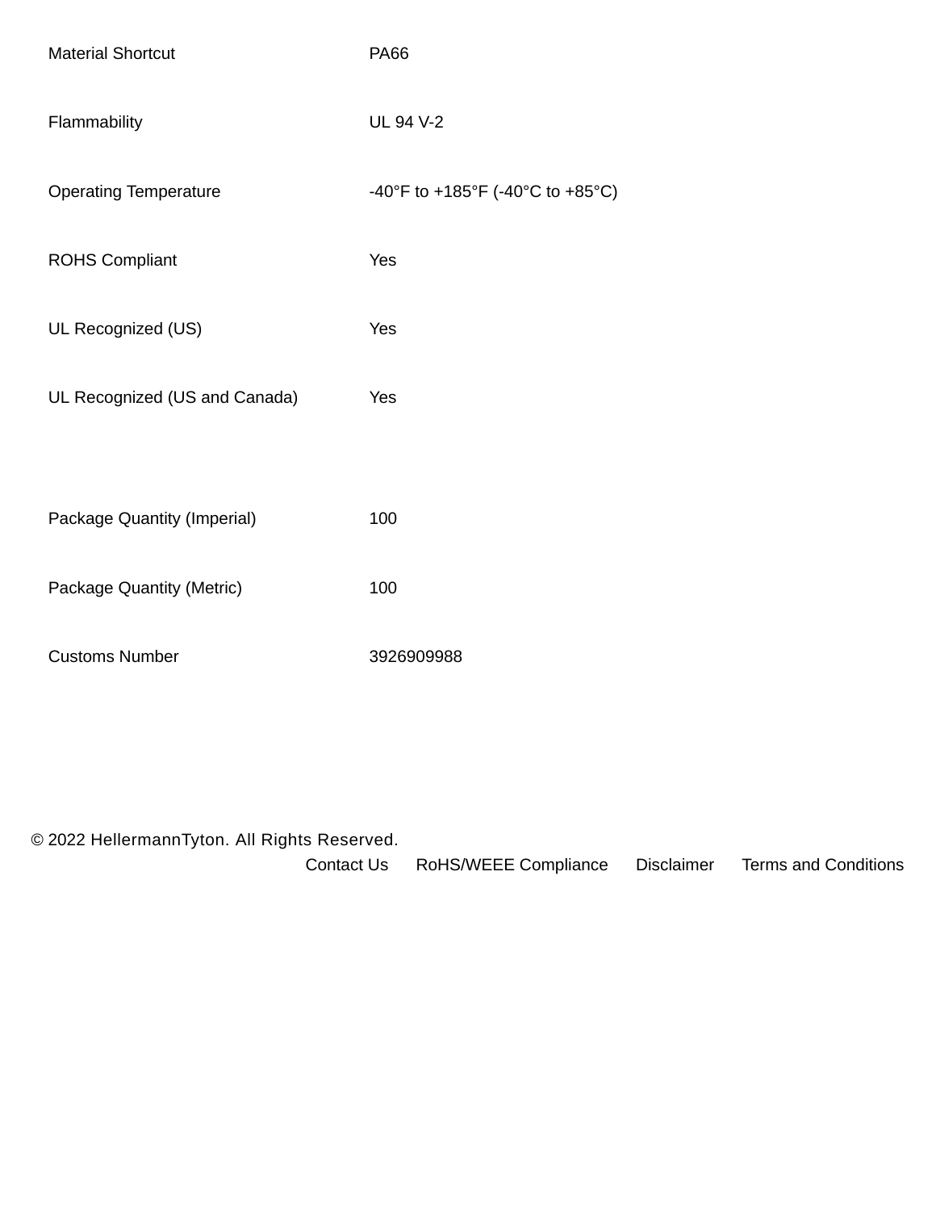| | |
|---|---|
| Material Shortcut | PA66 |
| Flammability | UL 94 V-2 |
| Operating Temperature | -40°F to +185°F (-40°C to +85°C) |
| ROHS Compliant | Yes |
| UL Recognized (US) | Yes |
| UL Recognized (US and Canada) | Yes |

| | |
|---|---|
| Package Quantity (Imperial) | 100 |
| Package Quantity (Metric) | 100 |
| Customs Number | 3926909988 |

© 2022 HellermannTyton. All Rights Reserved.

Contact Us RoHS/WEEE Compliance Disclaimer Terms and Conditions